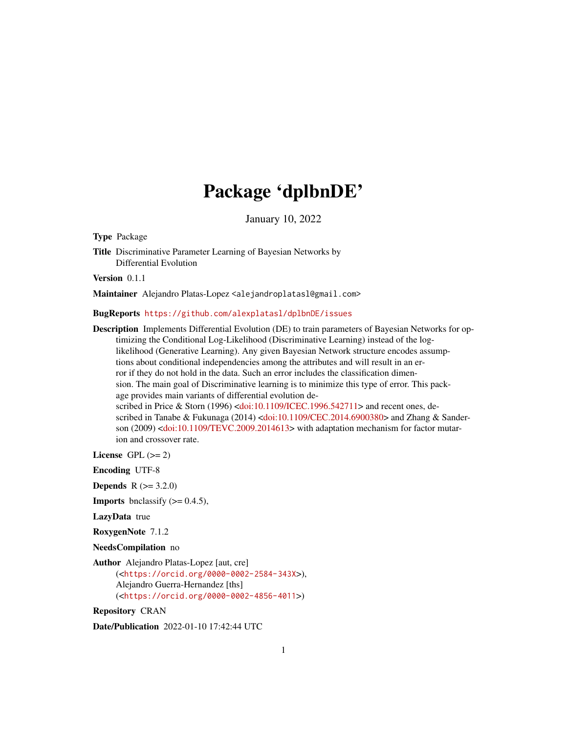# Package 'dplbnDE'

January 10, 2022

**Type** Package

**Title** Discriminative Parameter Learning of Bayesian Networks by Differential Evolution

**Version** 0.1.1

**Maintainer** Alejandro Platas-Lopez <alejandroplatasl@gmail.com>

**BugReports** https://github.com/alexplatasl/dplbnDE/issues

**Description** Implements Differential Evolution (DE) to train parameters of Bayesian Networks for optimizing the Conditional Log-Likelihood (Discriminative Learning) instead of the log-likelihood (Generative Learning). Any given Bayesian Network structure encodes assumptions about conditional independencies among the attributes and will result in an error if they do not hold in the data. Such an error includes the classification dimension. The main goal of Discriminative learning is to minimize this type of error. This package provides main variants of differential evolution described in Price & Storn (1996) <doi:10.1109/ICEC.1996.542711> and recent ones, described in Tanabe & Fukunaga (2014) <doi:10.1109/CEC.2014.6900380> and Zhang & Sanderson (2009) <doi:10.1109/TEVC.2009.2014613> with adaptation mechanism for factor mutarion and crossover rate.

**License** GPL (>= 2)

**Encoding** UTF-8

**Depends** R (>= 3.2.0)

**Imports** bnclassify (>= 0.4.5),

**LazyData** true

**RoxygenNote** 7.1.2

**NeedsCompilation** no

**Author** Alejandro Platas-Lopez [aut, cre] (<https://orcid.org/0000-0002-2584-343X>), Alejandro Guerra-Hernandez [ths] (<https://orcid.org/0000-0002-4856-4011>)

**Repository** CRAN

**Date/Publication** 2022-01-10 17:42:44 UTC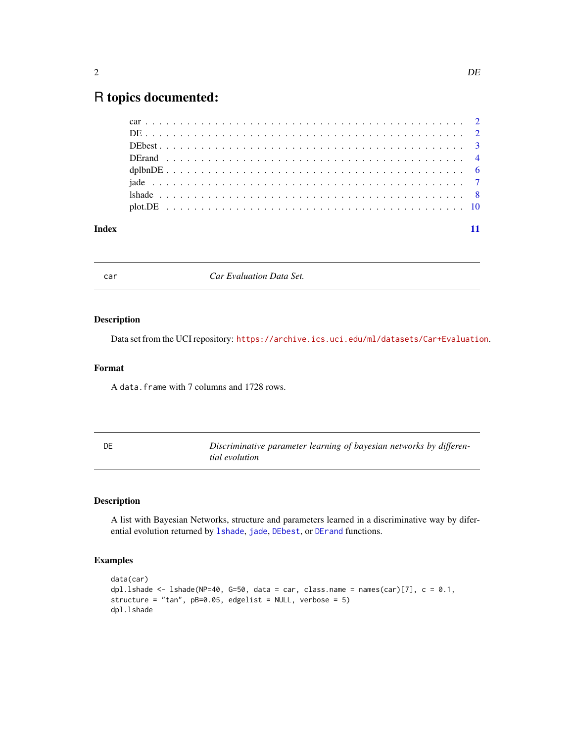# R topics documented:

car . . . . . . . . . . . . . . . . . . . . . . . . . . . . . . . . . . . . . . . . . . . 2
DE . . . . . . . . . . . . . . . . . . . . . . . . . . . . . . . . . . . . . . . . . . . 2
DEbest . . . . . . . . . . . . . . . . . . . . . . . . . . . . . . . . . . . . . . . . . 3
DErand . . . . . . . . . . . . . . . . . . . . . . . . . . . . . . . . . . . . . . . . . 4
dplbnDE . . . . . . . . . . . . . . . . . . . . . . . . . . . . . . . . . . . . . . . . 6
jade . . . . . . . . . . . . . . . . . . . . . . . . . . . . . . . . . . . . . . . . . . 7
lshade . . . . . . . . . . . . . . . . . . . . . . . . . . . . . . . . . . . . . . . . . 8
plot.DE . . . . . . . . . . . . . . . . . . . . . . . . . . . . . . . . . . . . . . . . 10

**Index** 11

---

## car — *Car Evaluation Data Set.*

### Description

Data set from the UCI repository: https://archive.ics.uci.edu/ml/datasets/Car+Evaluation.

### Format

A `data.frame` with 7 columns and 1728 rows.

---

## DE — *Discriminative parameter learning of bayesian networks by differential evolution*

### Description

A list with Bayesian Networks, structure and parameters learned in a discriminative way by diferential evolution returned by `lshade`, `jade`, `DEbest`, or `DErand` functions.

### Examples

```
data(car)
dpl.lshade <- lshade(NP=40, G=50, data = car, class.name = names(car)[7], c = 0.1,
structure = "tan", pB=0.05, edgelist = NULL, verbose = 5)
dpl.lshade
```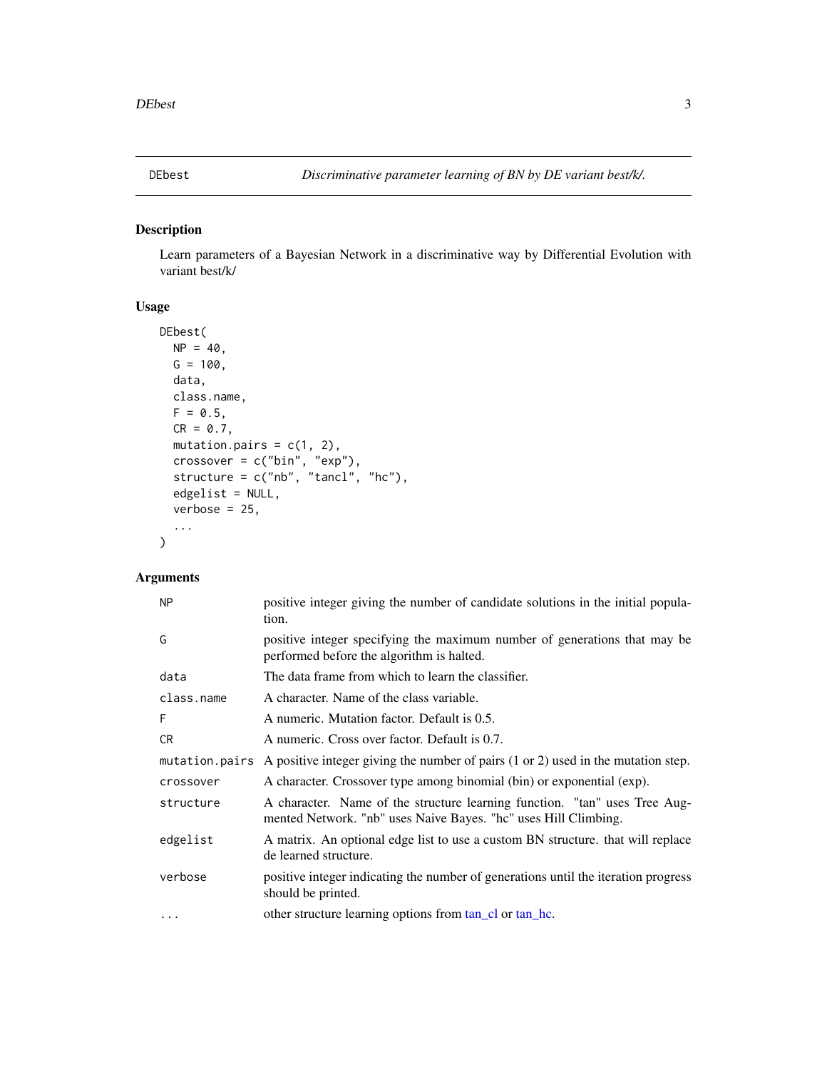# DEbest — *Discriminative parameter learning of BN by DE variant best/k/.*

## Description

Learn parameters of a Bayesian Network in a discriminative way by Differential Evolution with variant best/k/

## Usage

```
DEbest(
  NP = 40,
  G = 100,
  data,
  class.name,
  F = 0.5,
  CR = 0.7,
  mutation.pairs = c(1, 2),
  crossover = c("bin", "exp"),
  structure = c("nb", "tancl", "hc"),
  edgelist = NULL,
  verbose = 25,
  ...
)
```

## Arguments

| Argument | Description |
|---|---|
| NP | positive integer giving the number of candidate solutions in the initial population. |
| G | positive integer specifying the maximum number of generations that may be performed before the algorithm is halted. |
| data | The data frame from which to learn the classifier. |
| class.name | A character. Name of the class variable. |
| F | A numeric. Mutation factor. Default is 0.5. |
| CR | A numeric. Cross over factor. Default is 0.7. |
| mutation.pairs | A positive integer giving the number of pairs (1 or 2) used in the mutation step. |
| crossover | A character. Crossover type among binomial (bin) or exponential (exp). |
| structure | A character. Name of the structure learning function. "tan" uses Tree Augmented Network. "nb" uses Naive Bayes. "hc" uses Hill Climbing. |
| edgelist | A matrix. An optional edge list to use a custom BN structure. that will replace de learned structure. |
| verbose | positive integer indicating the number of generations until the iteration progress should be printed. |
| ... | other structure learning options from tan_cl or tan_hc. |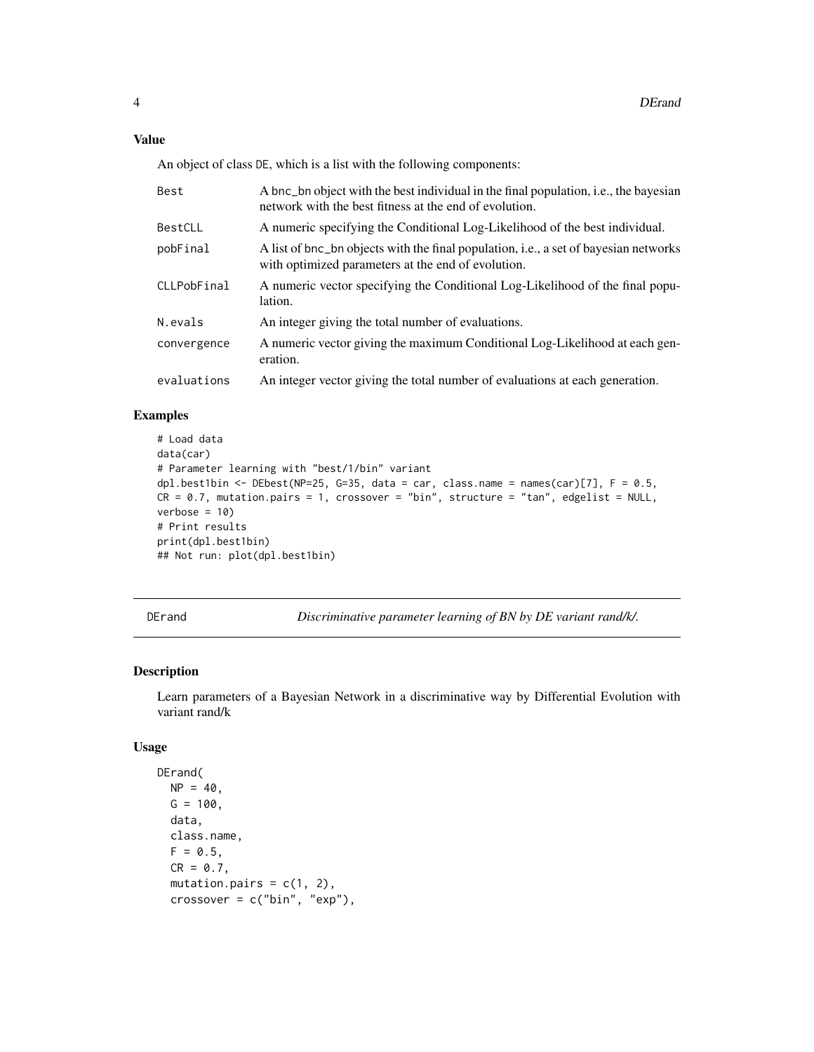### Value

An object of class DE, which is a list with the following components:

| | |
|---|---|
| Best | A bnc_bn object with the best individual in the final population, i.e., the bayesian network with the best fitness at the end of evolution. |
| BestCLL | A numeric specifying the Conditional Log-Likelihood of the best individual. |
| pobFinal | A list of bnc_bn objects with the final population, i.e., a set of bayesian networks with optimized parameters at the end of evolution. |
| CLLPobFinal | A numeric vector specifying the Conditional Log-Likelihood of the final population. |
| N.evals | An integer giving the total number of evaluations. |
| convergence | A numeric vector giving the maximum Conditional Log-Likelihood at each generation. |
| evaluations | An integer vector giving the total number of evaluations at each generation. |

### Examples

```
# Load data
data(car)
# Parameter learning with "best/1/bin" variant
dpl.best1bin <- DEbest(NP=25, G=35, data = car, class.name = names(car)[7], F = 0.5,
CR = 0.7, mutation.pairs = 1, crossover = "bin", structure = "tan", edgelist = NULL,
verbose = 10)
# Print results
print(dpl.best1bin)
## Not run: plot(dpl.best1bin)
```

---

## DErand — *Discriminative parameter learning of BN by DE variant rand/k/.*

### Description

Learn parameters of a Bayesian Network in a discriminative way by Differential Evolution with variant rand/k

### Usage

```
DErand(
  NP = 40,
  G = 100,
  data,
  class.name,
  F = 0.5,
  CR = 0.7,
  mutation.pairs = c(1, 2),
  crossover = c("bin", "exp"),
```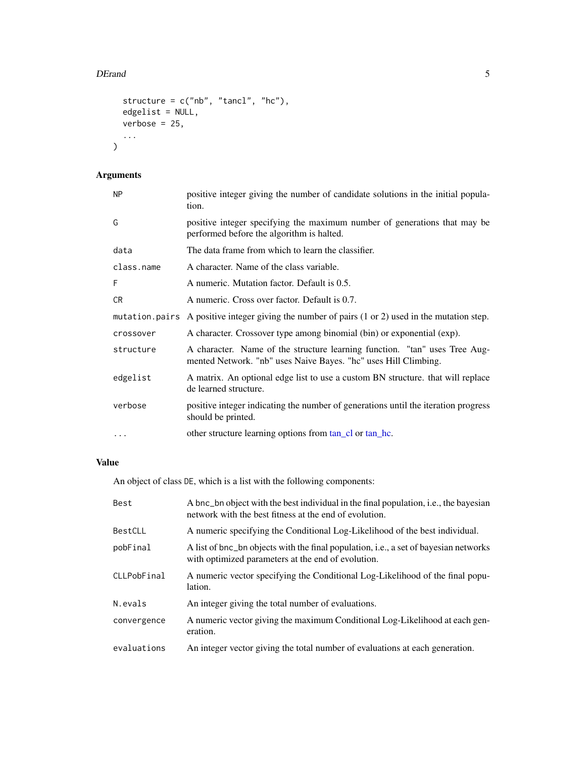```
  structure = c("nb", "tancl", "hc"),
  edgelist = NULL,
  verbose = 25,
  ...
)
```

## Arguments

| | |
|---|---|
| NP | positive integer giving the number of candidate solutions in the initial population. |
| G | positive integer specifying the maximum number of generations that may be performed before the algorithm is halted. |
| data | The data frame from which to learn the classifier. |
| class.name | A character. Name of the class variable. |
| F | A numeric. Mutation factor. Default is 0.5. |
| CR | A numeric. Cross over factor. Default is 0.7. |
| mutation.pairs | A positive integer giving the number of pairs (1 or 2) used in the mutation step. |
| crossover | A character. Crossover type among binomial (bin) or exponential (exp). |
| structure | A character. Name of the structure learning function. "tan" uses Tree Augmented Network. "nb" uses Naive Bayes. "hc" uses Hill Climbing. |
| edgelist | A matrix. An optional edge list to use a custom BN structure. that will replace de learned structure. |
| verbose | positive integer indicating the number of generations until the iteration progress should be printed. |
| ... | other structure learning options from tan_cl or tan_hc. |

## Value

An object of class DE, which is a list with the following components:

| | |
|---|---|
| Best | A bnc_bn object with the best individual in the final population, i.e., the bayesian network with the best fitness at the end of evolution. |
| BestCLL | A numeric specifying the Conditional Log-Likelihood of the best individual. |
| pobFinal | A list of bnc_bn objects with the final population, i.e., a set of bayesian networks with optimized parameters at the end of evolution. |
| CLLPobFinal | A numeric vector specifying the Conditional Log-Likelihood of the final population. |
| N.evals | An integer giving the total number of evaluations. |
| convergence | A numeric vector giving the maximum Conditional Log-Likelihood at each generation. |
| evaluations | An integer vector giving the total number of evaluations at each generation. |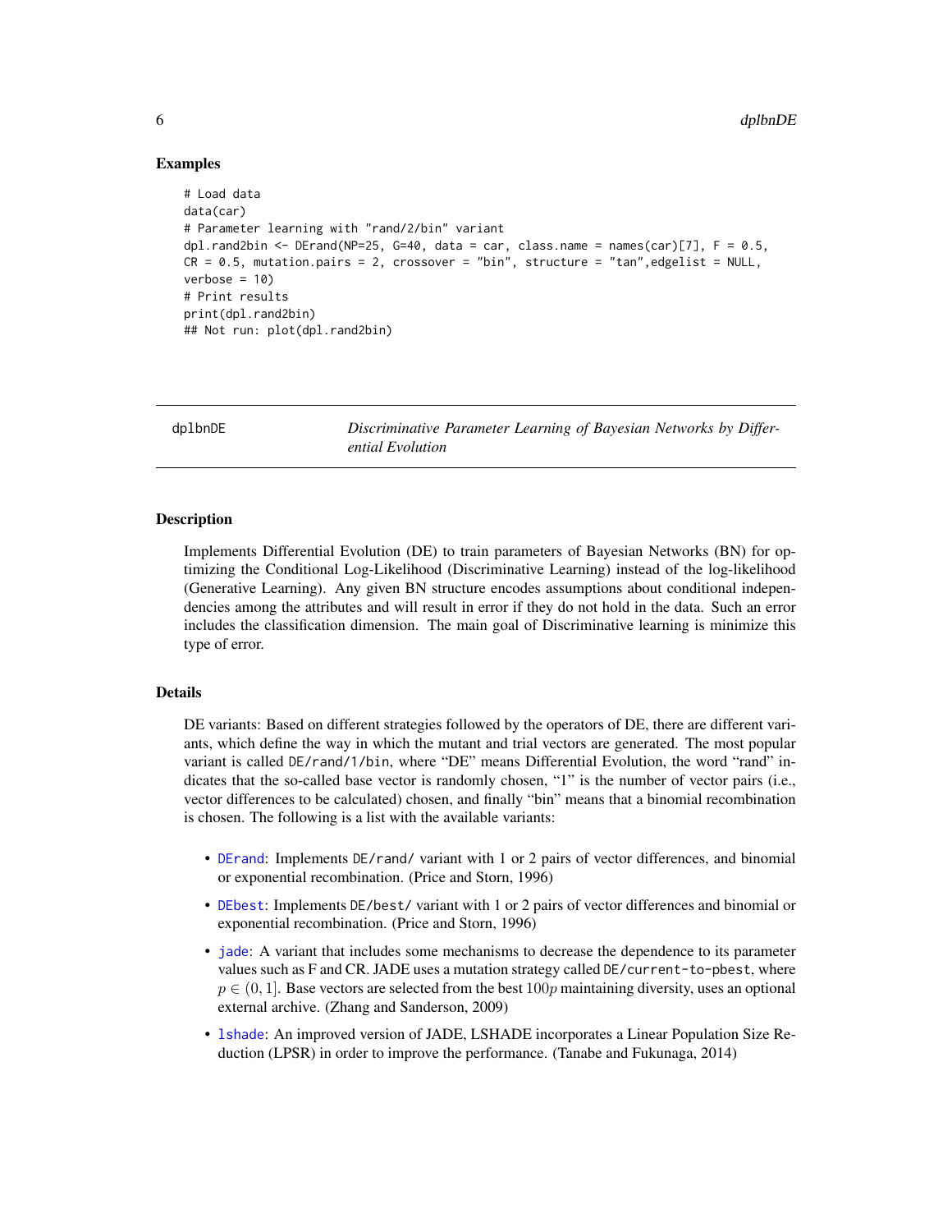### Examples

```
# Load data
data(car)
# Parameter learning with "rand/2/bin" variant
dpl.rand2bin <- DErand(NP=25, G=40, data = car, class.name = names(car)[7], F = 0.5,
CR = 0.5, mutation.pairs = 2, crossover = "bin", structure = "tan",edgelist = NULL,
verbose = 10)
# Print results
print(dpl.rand2bin)
## Not run: plot(dpl.rand2bin)
```

---

## dplbnDE — *Discriminative Parameter Learning of Bayesian Networks by Differential Evolution*

---

### Description

Implements Differential Evolution (DE) to train parameters of Bayesian Networks (BN) for optimizing the Conditional Log-Likelihood (Discriminative Learning) instead of the log-likelihood (Generative Learning). Any given BN structure encodes assumptions about conditional independencies among the attributes and will result in error if they do not hold in the data. Such an error includes the classification dimension. The main goal of Discriminative learning is minimize this type of error.

### Details

DE variants: Based on different strategies followed by the operators of DE, there are different variants, which define the way in which the mutant and trial vectors are generated. The most popular variant is called `DE/rand/1/bin`, where "DE" means Differential Evolution, the word "rand" indicates that the so-called base vector is randomly chosen, "1" is the number of vector pairs (i.e., vector differences to be calculated) chosen, and finally "bin" means that a binomial recombination is chosen. The following is a list with the available variants:

- `DErand`: Implements `DE/rand/` variant with 1 or 2 pairs of vector differences, and binomial or exponential recombination. (Price and Storn, 1996)
- `DEbest`: Implements `DE/best/` variant with 1 or 2 pairs of vector differences and binomial or exponential recombination. (Price and Storn, 1996)
- `jade`: A variant that includes some mechanisms to decrease the dependence to its parameter values such as F and CR. JADE uses a mutation strategy called `DE/current-to-pbest`, where $p \in (0, 1]$. Base vectors are selected from the best $100p$ maintaining diversity, uses an optional external archive. (Zhang and Sanderson, 2009)
- `lshade`: An improved version of JADE, LSHADE incorporates a Linear Population Size Reduction (LPSR) in order to improve the performance. (Tanabe and Fukunaga, 2014)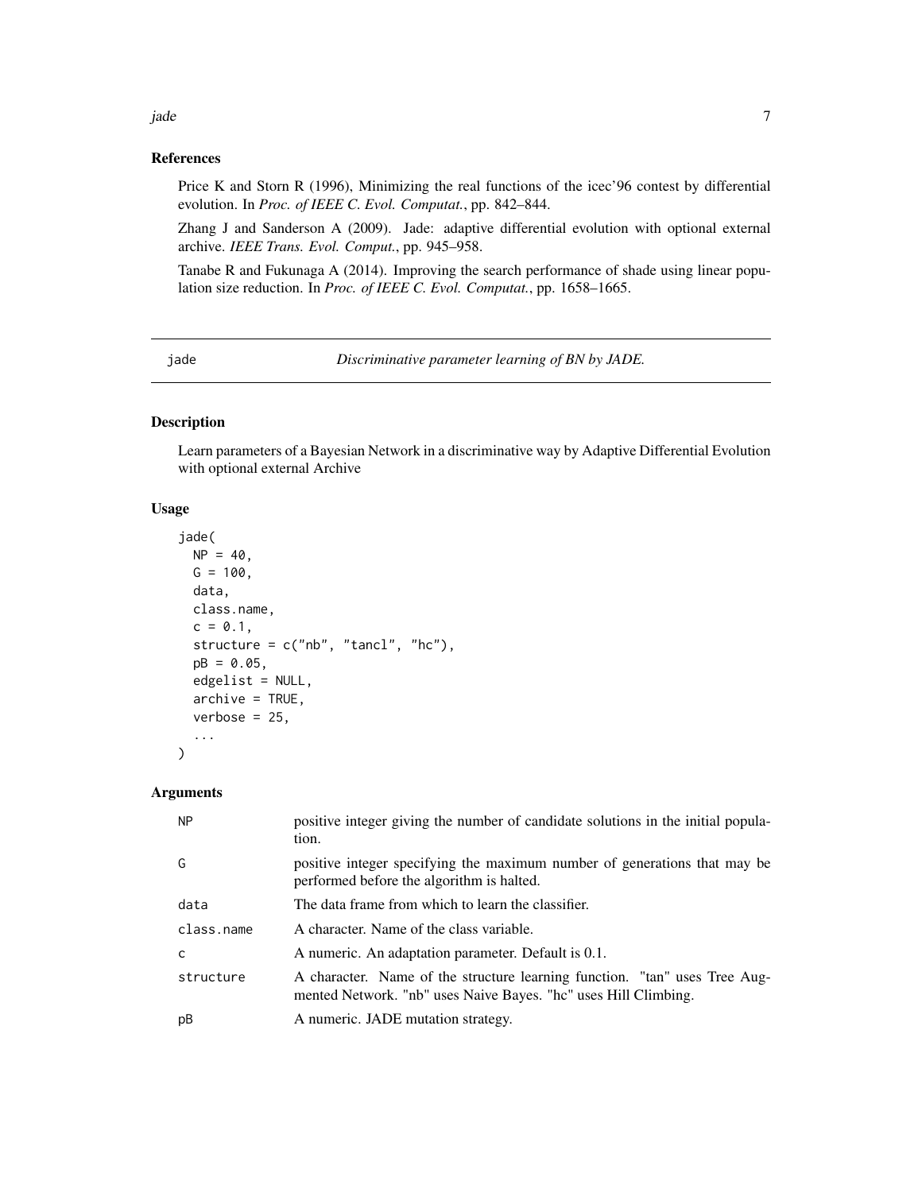## References

Price K and Storn R (1996), Minimizing the real functions of the icec'96 contest by differential evolution. In *Proc. of IEEE C. Evol. Computat.*, pp. 842–844.

Zhang J and Sanderson A (2009). Jade: adaptive differential evolution with optional external archive. *IEEE Trans. Evol. Comput.*, pp. 945–958.

Tanabe R and Fukunaga A (2014). Improving the search performance of shade using linear population size reduction. In *Proc. of IEEE C. Evol. Computat.*, pp. 1658–1665.

---

# jade — *Discriminative parameter learning of BN by JADE.*

## Description

Learn parameters of a Bayesian Network in a discriminative way by Adaptive Differential Evolution with optional external Archive

## Usage

```
jade(
  NP = 40,
  G = 100,
  data,
  class.name,
  c = 0.1,
  structure = c("nb", "tancl", "hc"),
  pB = 0.05,
  edgelist = NULL,
  archive = TRUE,
  verbose = 25,
  ...
)
```

## Arguments

| | |
|---|---|
| NP | positive integer giving the number of candidate solutions in the initial population. |
| G | positive integer specifying the maximum number of generations that may be performed before the algorithm is halted. |
| data | The data frame from which to learn the classifier. |
| class.name | A character. Name of the class variable. |
| c | A numeric. An adaptation parameter. Default is 0.1. |
| structure | A character. Name of the structure learning function. "tan" uses Tree Augmented Network. "nb" uses Naive Bayes. "hc" uses Hill Climbing. |
| pB | A numeric. JADE mutation strategy. |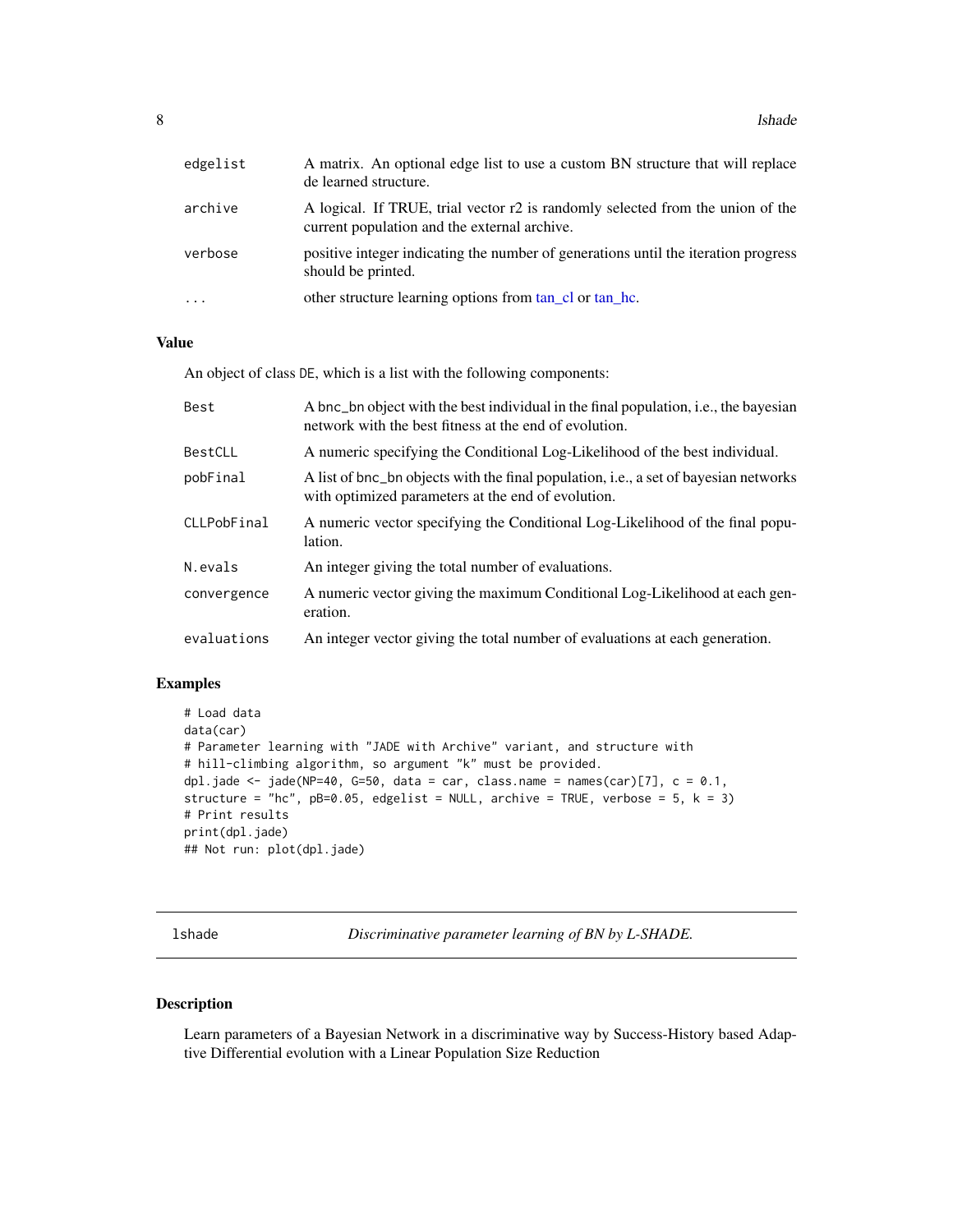| | |
|---|---|
| edgelist | A matrix. An optional edge list to use a custom BN structure that will replace de learned structure. |
| archive | A logical. If TRUE, trial vector r2 is randomly selected from the union of the current population and the external archive. |
| verbose | positive integer indicating the number of generations until the iteration progress should be printed. |
| ... | other structure learning options from tan_cl or tan_hc. |

### Value

An object of class DE, which is a list with the following components:

| | |
|---|---|
| Best | A bnc_bn object with the best individual in the final population, i.e., the bayesian network with the best fitness at the end of evolution. |
| BestCLL | A numeric specifying the Conditional Log-Likelihood of the best individual. |
| pobFinal | A list of bnc_bn objects with the final population, i.e., a set of bayesian networks with optimized parameters at the end of evolution. |
| CLLPobFinal | A numeric vector specifying the Conditional Log-Likelihood of the final population. |
| N.evals | An integer giving the total number of evaluations. |
| convergence | A numeric vector giving the maximum Conditional Log-Likelihood at each generation. |
| evaluations | An integer vector giving the total number of evaluations at each generation. |

### Examples

```
# Load data
data(car)
# Parameter learning with "JADE with Archive" variant, and structure with
# hill-climbing algorithm, so argument "k" must be provided.
dpl.jade <- jade(NP=40, G=50, data = car, class.name = names(car)[7], c = 0.1,
structure = "hc", pB=0.05, edgelist = NULL, archive = TRUE, verbose = 5, k = 3)
# Print results
print(dpl.jade)
## Not run: plot(dpl.jade)
```

---

## lshade — *Discriminative parameter learning of BN by L-SHADE.*

### Description

Learn parameters of a Bayesian Network in a discriminative way by Success-History based Adaptive Differential evolution with a Linear Population Size Reduction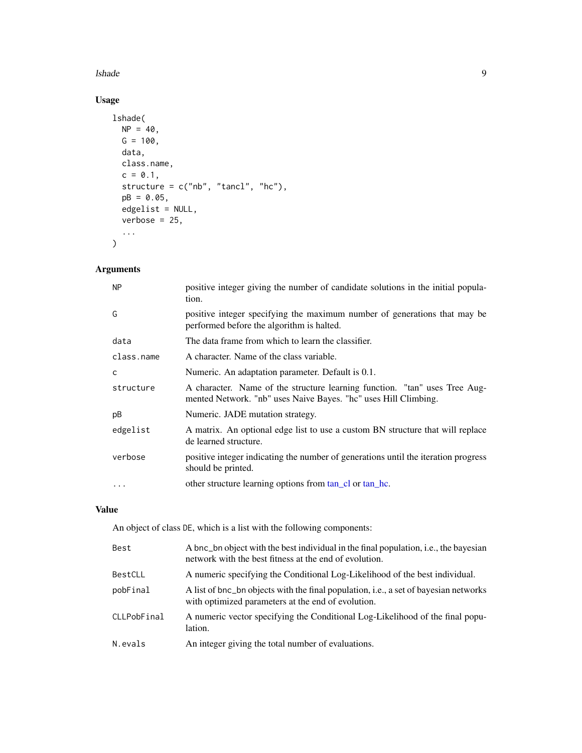## Usage

```
lshade(
  NP = 40,
  G = 100,
  data,
  class.name,
  c = 0.1,
  structure = c("nb", "tancl", "hc"),
  pB = 0.05,
  edgelist = NULL,
  verbose = 25,
  ...
)
```

## Arguments

| | |
|---|---|
| `NP` | positive integer giving the number of candidate solutions in the initial population. |
| `G` | positive integer specifying the maximum number of generations that may be performed before the algorithm is halted. |
| `data` | The data frame from which to learn the classifier. |
| `class.name` | A character. Name of the class variable. |
| `c` | Numeric. An adaptation parameter. Default is 0.1. |
| `structure` | A character. Name of the structure learning function. "tan" uses Tree Augmented Network. "nb" uses Naive Bayes. "hc" uses Hill Climbing. |
| `pB` | Numeric. JADE mutation strategy. |
| `edgelist` | A matrix. An optional edge list to use a custom BN structure that will replace de learned structure. |
| `verbose` | positive integer indicating the number of generations until the iteration progress should be printed. |
| `...` | other structure learning options from tan_cl or tan_hc. |

## Value

An object of class `DE`, which is a list with the following components:

| | |
|---|---|
| `Best` | A bnc_bn object with the best individual in the final population, i.e., the bayesian network with the best fitness at the end of evolution. |
| `BestCLL` | A numeric specifying the Conditional Log-Likelihood of the best individual. |
| `pobFinal` | A list of bnc_bn objects with the final population, i.e., a set of bayesian networks with optimized parameters at the end of evolution. |
| `CLLPobFinal` | A numeric vector specifying the Conditional Log-Likelihood of the final population. |
| `N.evals` | An integer giving the total number of evaluations. |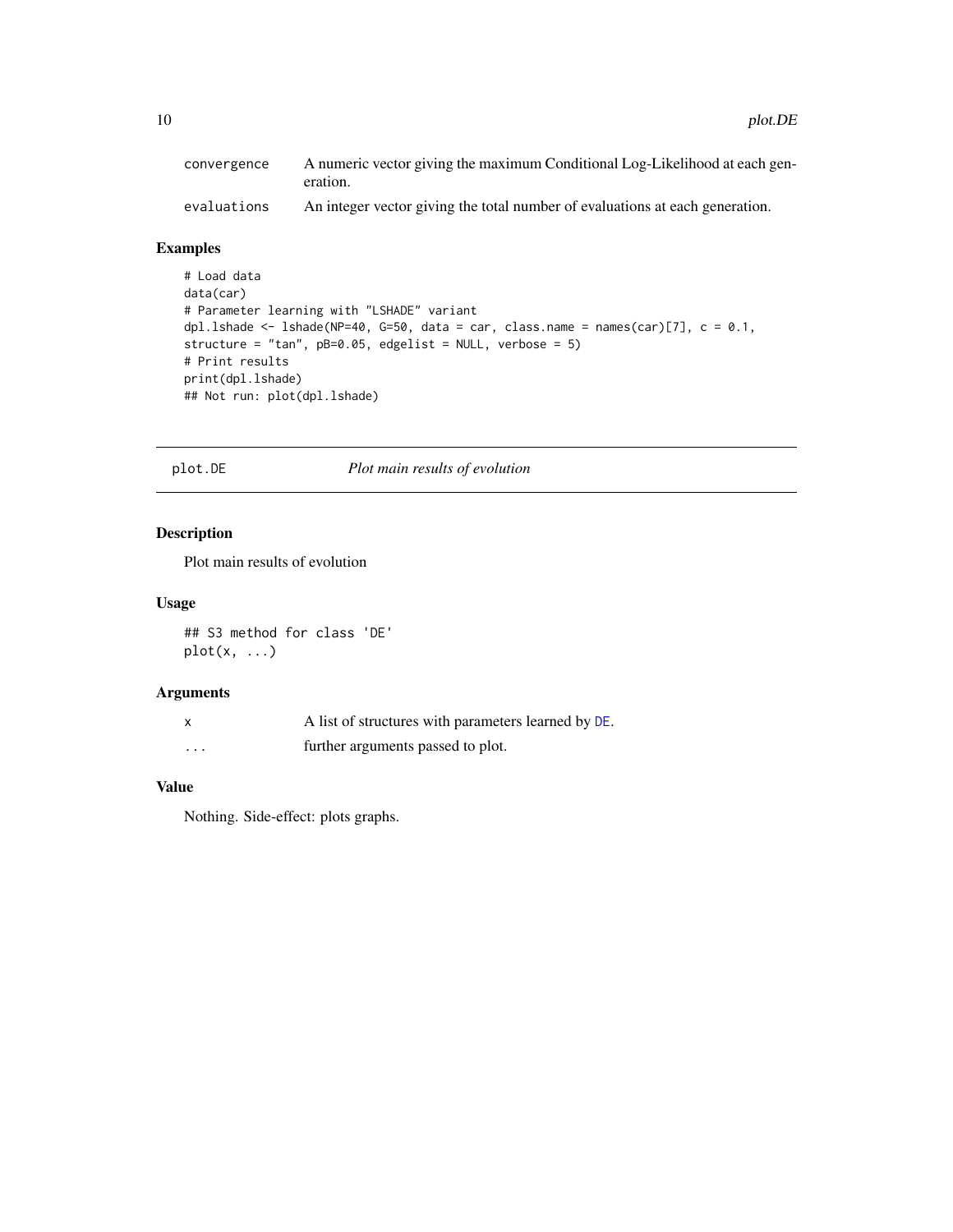| | |
|---|---|
| convergence | A numeric vector giving the maximum Conditional Log-Likelihood at each generation. |
| evaluations | An integer vector giving the total number of evaluations at each generation. |

## Examples

```
# Load data
data(car)
# Parameter learning with "LSHADE" variant
dpl.lshade <- lshade(NP=40, G=50, data = car, class.name = names(car)[7], c = 0.1,
structure = "tan", pB=0.05, edgelist = NULL, verbose = 5)
# Print results
print(dpl.lshade)
## Not run: plot(dpl.lshade)
```

---

# plot.DE *Plot main results of evolution*

## Description

Plot main results of evolution

## Usage

```
## S3 method for class 'DE'
plot(x, ...)
```

## Arguments

| | |
|---|---|
| x | A list of structures with parameters learned by DE. |
| ... | further arguments passed to plot. |

## Value

Nothing. Side-effect: plots graphs.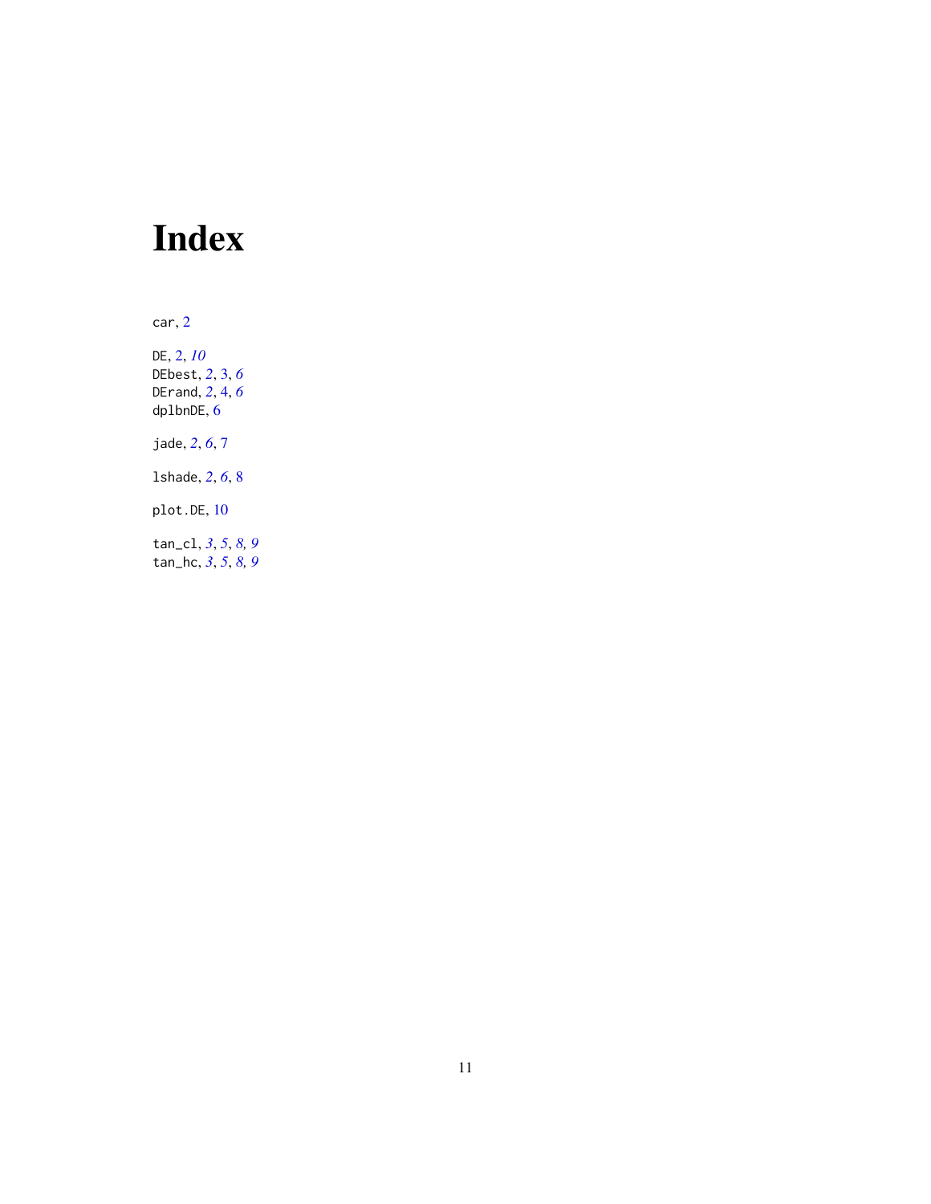# Index

car, 2

DE, 2, *10*
DEbest, *2*, 3, *6*
DErand, *2*, 4, *6*
dplbnDE, 6

jade, *2*, *6*, 7

lshade, *2*, *6*, 8

plot.DE, 10

tan_cl, *3*, *5*, *8, 9*
tan_hc, *3*, *5*, *8, 9*